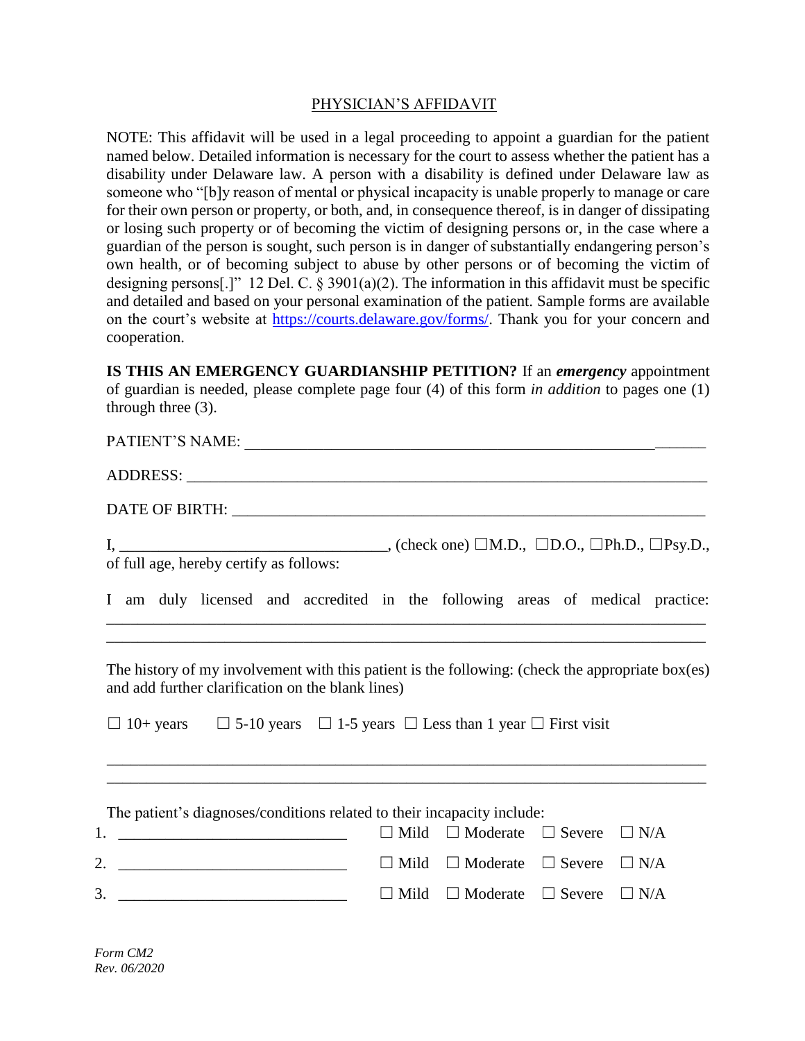## PHYSICIAN'S AFFIDAVIT

NOTE: This affidavit will be used in a legal proceeding to appoint a guardian for the patient named below. Detailed information is necessary for the court to assess whether the patient has a disability under Delaware law. A person with a disability is defined under Delaware law as someone who "[b]y reason of mental or physical incapacity is unable properly to manage or care for their own person or property, or both, and, in consequence thereof, is in danger of dissipating or losing such property or of becoming the victim of designing persons or, in the case where a guardian of the person is sought, such person is in danger of substantially endangering person's own health, or of becoming subject to abuse by other persons or of becoming the victim of designing persons[.]" 12 Del. C. § 3901(a)(2). The information in this affidavit must be specific and detailed and based on your personal examination of the patient. Sample forms are available on the court's website at https://courts.delaware.gov/forms/. Thank you for your concern and cooperation.

**IS THIS AN EMERGENCY GUARDIANSHIP PETITION?** If an ***emergency*** appointment of guardian is needed, please complete page four (4) of this form *in addition* to pages one (1) through three (3).

PATIENT'S NAME: ______________________________________________________________

ADDRESS: ______________________________________________________________

DATE OF BIRTH: ______________________________________________________________

I, __________________________________, (check one) ☐M.D., ☐D.O., ☐Ph.D., ☐Psy.D., of full age, hereby certify as follows:

I am duly licensed and accredited in the following areas of medical practice: ______________________________________________________________
______________________________________________________________

The history of my involvement with this patient is the following: (check the appropriate box(es) and add further clarification on the blank lines)

☐ 10+ years ☐ 5-10 years ☐ 1-5 years ☐ Less than 1 year ☐ First visit

______________________________________________________________
______________________________________________________________

The patient's diagnoses/conditions related to their incapacity include:

1. ____________________________ ☐ Mild ☐ Moderate ☐ Severe ☐ N/A
2. ____________________________ ☐ Mild ☐ Moderate ☐ Severe ☐ N/A
3. ____________________________ ☐ Mild ☐ Moderate ☐ Severe ☐ N/A

*Form CM2*
*Rev. 06/2020*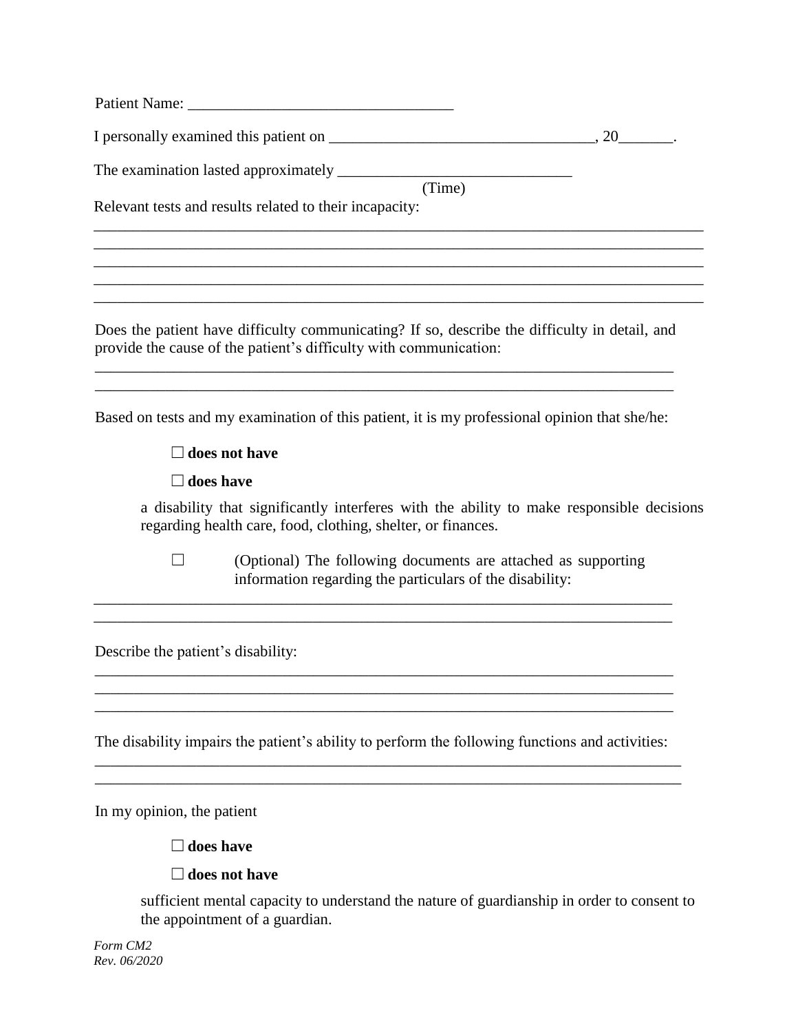Patient Name: ___________________________________

I personally examined this patient on __________________________________, 20_______.

The examination lasted approximately ______________________________
(Time)

Relevant tests and results related to their incapacity:

_______________________________________________________________________________
_______________________________________________________________________________
_______________________________________________________________________________
_______________________________________________________________________________
_______________________________________________________________________________

Does the patient have difficulty communicating? If so, describe the difficulty in detail, and provide the cause of the patient's difficulty with communication:

_____________________________________________________________________________
_____________________________________________________________________________

Based on tests and my examination of this patient, it is my professional opinion that she/he:

☐ **does not have**

☐ **does have**

a disability that significantly interferes with the ability to make responsible decisions regarding health care, food, clothing, shelter, or finances.

☐ (Optional) The following documents are attached as supporting information regarding the particulars of the disability:

_____________________________________________________________________________
_____________________________________________________________________________

Describe the patient's disability:

_____________________________________________________________________________
_____________________________________________________________________________
_____________________________________________________________________________

The disability impairs the patient's ability to perform the following functions and activities:

_____________________________________________________________________________
_____________________________________________________________________________

In my opinion, the patient

☐ **does have**

☐ **does not have**

sufficient mental capacity to understand the nature of guardianship in order to consent to the appointment of a guardian.

*Form CM2*
*Rev. 06/2020*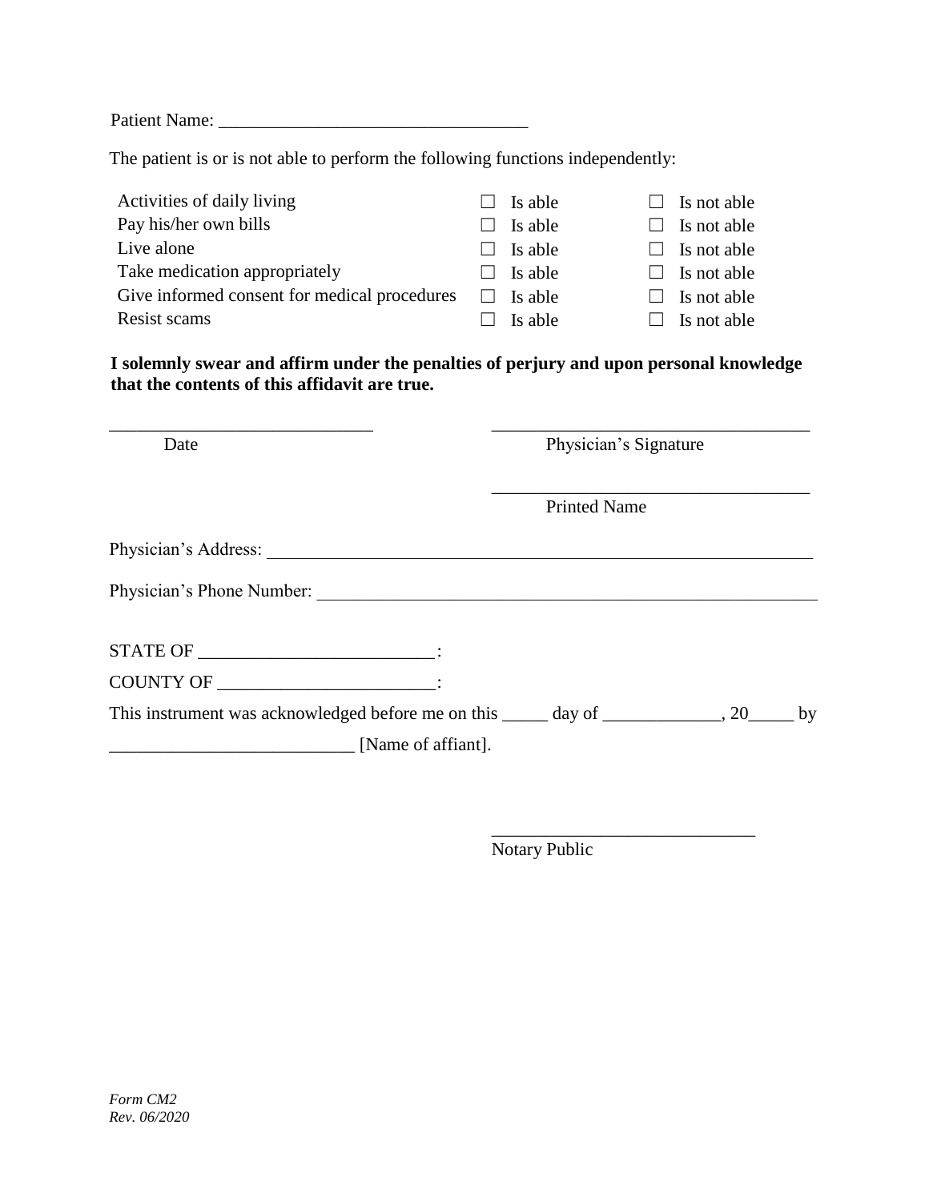Patient Name: ___________________________________

The patient is or is not able to perform the following functions independently:

| | | |
|---|---|---|
| Activities of daily living | ☐ Is able | ☐ Is not able |
| Pay his/her own bills | ☐ Is able | ☐ Is not able |
| Live alone | ☐ Is able | ☐ Is not able |
| Take medication appropriately | ☐ Is able | ☐ Is not able |
| Give informed consent for medical procedures | ☐ Is able | ☐ Is not able |
| Resist scams | ☐ Is able | ☐ Is not able |

**I solemnly swear and affirm under the penalties of perjury and upon personal knowledge that the contents of this affidavit are true.**

______________________________ Date

____________________________________ Physician's Signature

____________________________________ Printed Name

Physician's Address: ______________________________________________________________

Physician's Phone Number: __________________________________________________________

STATE OF __________________________:

COUNTY OF ________________________:

This instrument was acknowledged before me on this _____ day of _____________, 20_____ by ___________________________ [Name of affiant].

______________________________ Notary Public

*Form CM2*
*Rev. 06/2020*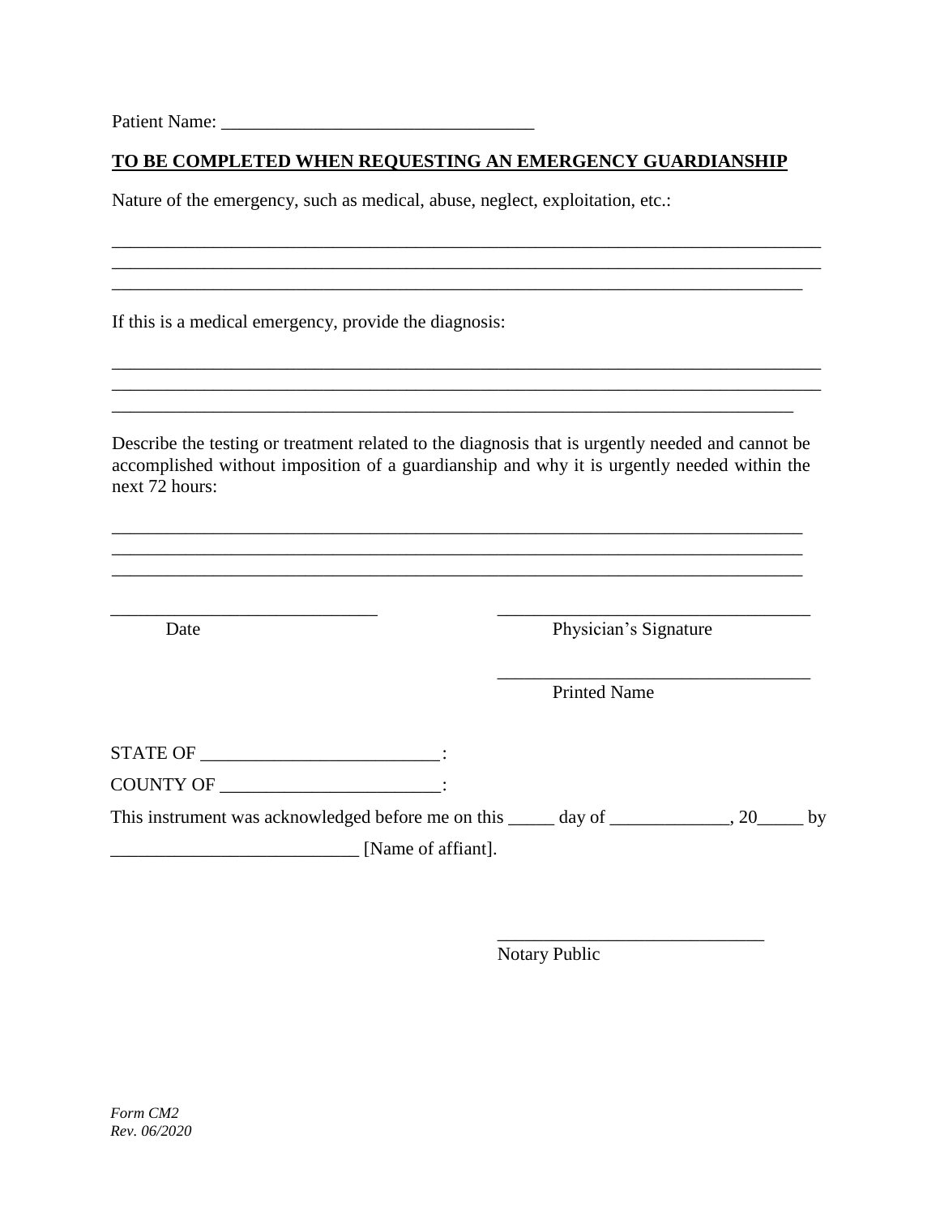Patient Name: ___________________________________

**TO BE COMPLETED WHEN REQUESTING AN EMERGENCY GUARDIANSHIP**

Nature of the emergency, such as medical, abuse, neglect, exploitation, etc.:

________________________________________________________________________________
________________________________________________________________________________
______________________________________________________________________________

If this is a medical emergency, provide the diagnosis:

________________________________________________________________________________
________________________________________________________________________________
_____________________________________________________________________________

Describe the testing or treatment related to the diagnosis that is urgently needed and cannot be accomplished without imposition of a guardianship and why it is urgently needed within the next 72 hours:

______________________________________________________________________________
______________________________________________________________________________
______________________________________________________________________________

______________________________ Date

___________________________________ Physician's Signature

___________________________________ Printed Name

STATE OF __________________________:

COUNTY OF ________________________:

This instrument was acknowledged before me on this _____ day of _____________, 20_____ by ___________________________ [Name of affiant].

_____________________________ Notary Public

*Form CM2*
*Rev. 06/2020*